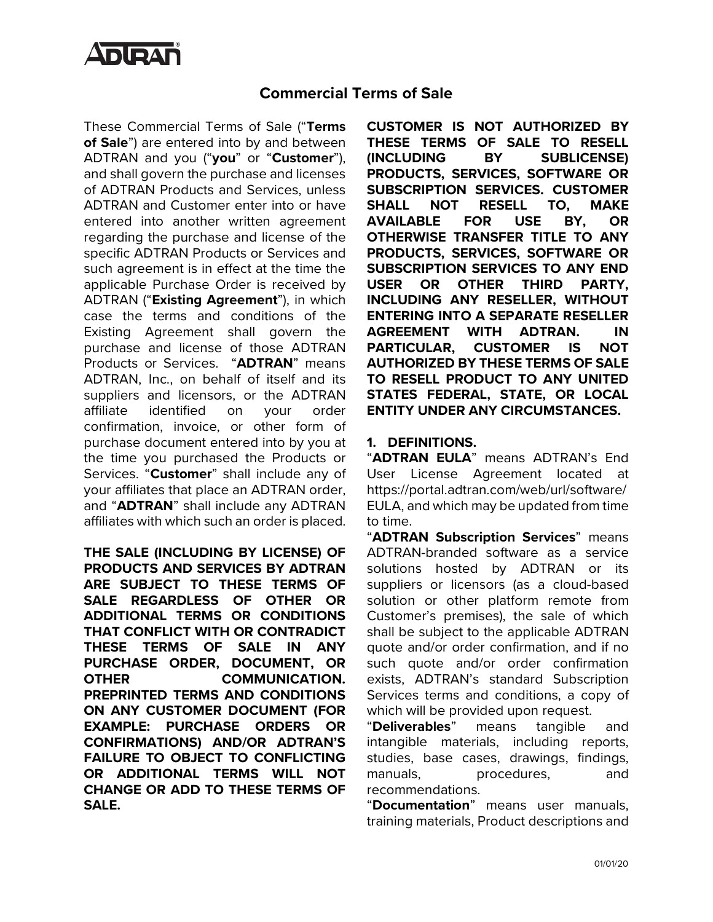# Commercial Terms of Sale

These Commercial Terms of Sale ("**Terms of Sale**") are entered into by and between ADTRAN and you ("**you**" or "**Customer**"), and shall govern the purchase and licenses of ADTRAN Products and Services, unless ADTRAN and Customer enter into or have entered into another written agreement regarding the purchase and license of the specific ADTRAN Products or Services and such agreement is in effect at the time the applicable Purchase Order is received by ADTRAN ("**Existing Agreement**"), in which case the terms and conditions of the Existing Agreement shall govern the purchase and license of those ADTRAN Products or Services. "**ADTRAN**" means ADTRAN, Inc., on behalf of itself and its suppliers and licensors, or the ADTRAN affiliate identified on your order confirmation, invoice, or other form of purchase document entered into by you at the time you purchased the Products or Services. "**Customer**" shall include any of your affiliates that place an ADTRAN order, and "**ADTRAN**" shall include any ADTRAN affiliates with which such an order is placed.

**THE SALE (INCLUDING BY LICENSE) OF PRODUCTS AND SERVICES BY ADTRAN ARE SUBJECT TO THESE TERMS OF SALE REGARDLESS OF OTHER OR ADDITIONAL TERMS OR CONDITIONS THAT CONFLICT WITH OR CONTRADICT THESE TERMS OF SALE IN ANY PURCHASE ORDER, DOCUMENT, OR OTHER COMMUNICATION. PREPRINTED TERMS AND CONDITIONS ON ANY CUSTOMER DOCUMENT (FOR EXAMPLE: PURCHASE ORDERS OR CONFIRMATIONS) AND/OR ADTRAN'S FAILURE TO OBJECT TO CONFLICTING OR ADDITIONAL TERMS WILL NOT CHANGE OR ADD TO THESE TERMS OF SALE.**

**CUSTOMER IS NOT AUTHORIZED BY THESE TERMS OF SALE TO RESELL (INCLUDING BY SUBLICENSE) PRODUCTS, SERVICES, SOFTWARE OR SUBSCRIPTION SERVICES. CUSTOMER SHALL NOT RESELL TO, MAKE AVAILABLE FOR USE BY, OR OTHERWISE TRANSFER TITLE TO ANY PRODUCTS, SERVICES, SOFTWARE OR SUBSCRIPTION SERVICES TO ANY END USER OR OTHER THIRD PARTY, INCLUDING ANY RESELLER, WITHOUT ENTERING INTO A SEPARATE RESELLER AGREEMENT WITH ADTRAN. IN PARTICULAR, CUSTOMER IS NOT AUTHORIZED BY THESE TERMS OF SALE TO RESELL PRODUCT TO ANY UNITED STATES FEDERAL, STATE, OR LOCAL ENTITY UNDER ANY CIRCUMSTANCES.**

## 1. DEFINITIONS.

"**ADTRAN EULA**" means ADTRAN's End User License Agreement located at https://portal.adtran.com/web/url/software/EULA, and which may be updated from time to time.

"**ADTRAN Subscription Services**" means ADTRAN-branded software as a service solutions hosted by ADTRAN or its suppliers or licensors (as a cloud-based solution or other platform remote from Customer's premises), the sale of which shall be subject to the applicable ADTRAN quote and/or order confirmation, and if no such quote and/or order confirmation exists, ADTRAN's standard Subscription Services terms and conditions, a copy of which will be provided upon request.

"**Deliverables**" means tangible and intangible materials, including reports, studies, base cases, drawings, findings, manuals, procedures, and recommendations.

"**Documentation**" means user manuals, training materials, Product descriptions and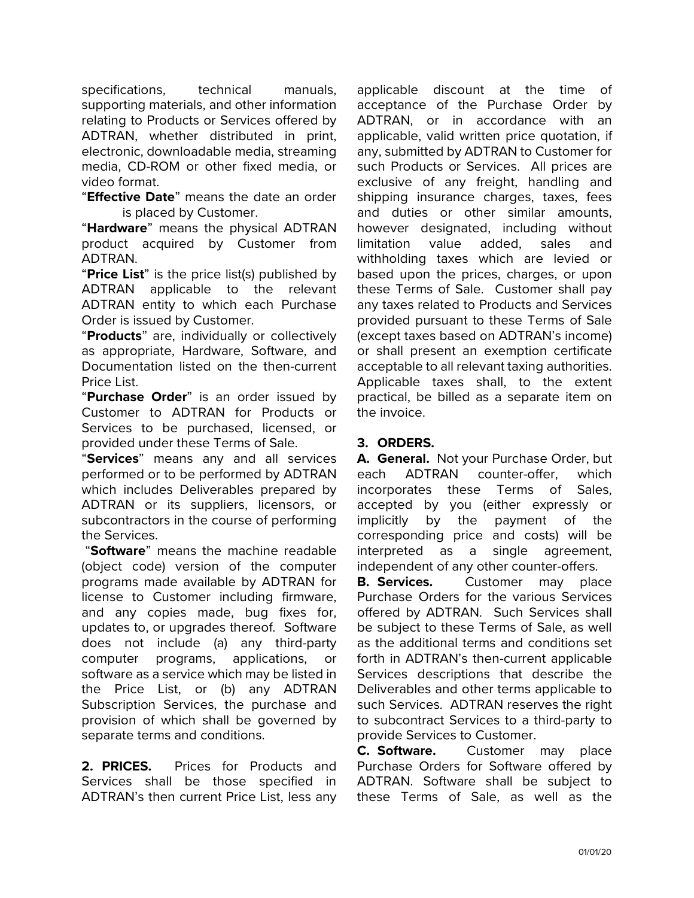specifications, technical manuals, supporting materials, and other information relating to Products or Services offered by ADTRAN, whether distributed in print, electronic, downloadable media, streaming media, CD-ROM or other fixed media, or video format.

"**Effective Date**" means the date an order is placed by Customer.

"**Hardware**" means the physical ADTRAN product acquired by Customer from ADTRAN.

"**Price List**" is the price list(s) published by ADTRAN applicable to the relevant ADTRAN entity to which each Purchase Order is issued by Customer.

"**Products**" are, individually or collectively as appropriate, Hardware, Software, and Documentation listed on the then-current Price List.

"**Purchase Order**" is an order issued by Customer to ADTRAN for Products or Services to be purchased, licensed, or provided under these Terms of Sale.

"**Services**" means any and all services performed or to be performed by ADTRAN which includes Deliverables prepared by ADTRAN or its suppliers, licensors, or subcontractors in the course of performing the Services.

"**Software**" means the machine readable (object code) version of the computer programs made available by ADTRAN for license to Customer including firmware, and any copies made, bug fixes for, updates to, or upgrades thereof. Software does not include (a) any third-party computer programs, applications, or software as a service which may be listed in the Price List, or (b) any ADTRAN Subscription Services, the purchase and provision of which shall be governed by separate terms and conditions.

**2. PRICES.** Prices for Products and Services shall be those specified in ADTRAN's then current Price List, less any applicable discount at the time of acceptance of the Purchase Order by ADTRAN, or in accordance with an applicable, valid written price quotation, if any, submitted by ADTRAN to Customer for such Products or Services. All prices are exclusive of any freight, handling and shipping insurance charges, taxes, fees and duties or other similar amounts, however designated, including without limitation value added, sales and withholding taxes which are levied or based upon the prices, charges, or upon these Terms of Sale. Customer shall pay any taxes related to Products and Services provided pursuant to these Terms of Sale (except taxes based on ADTRAN's income) or shall present an exemption certificate acceptable to all relevant taxing authorities. Applicable taxes shall, to the extent practical, be billed as a separate item on the invoice.

**3. ORDERS.**

**A. General.** Not your Purchase Order, but each ADTRAN counter-offer, which incorporates these Terms of Sales, accepted by you (either expressly or implicitly by the payment of the corresponding price and costs) will be interpreted as a single agreement, independent of any other counter-offers.

**B. Services.** Customer may place Purchase Orders for the various Services offered by ADTRAN. Such Services shall be subject to these Terms of Sale, as well as the additional terms and conditions set forth in ADTRAN's then-current applicable Services descriptions that describe the Deliverables and other terms applicable to such Services. ADTRAN reserves the right to subcontract Services to a third-party to provide Services to Customer.

**C. Software.** Customer may place Purchase Orders for Software offered by ADTRAN. Software shall be subject to these Terms of Sale, as well as the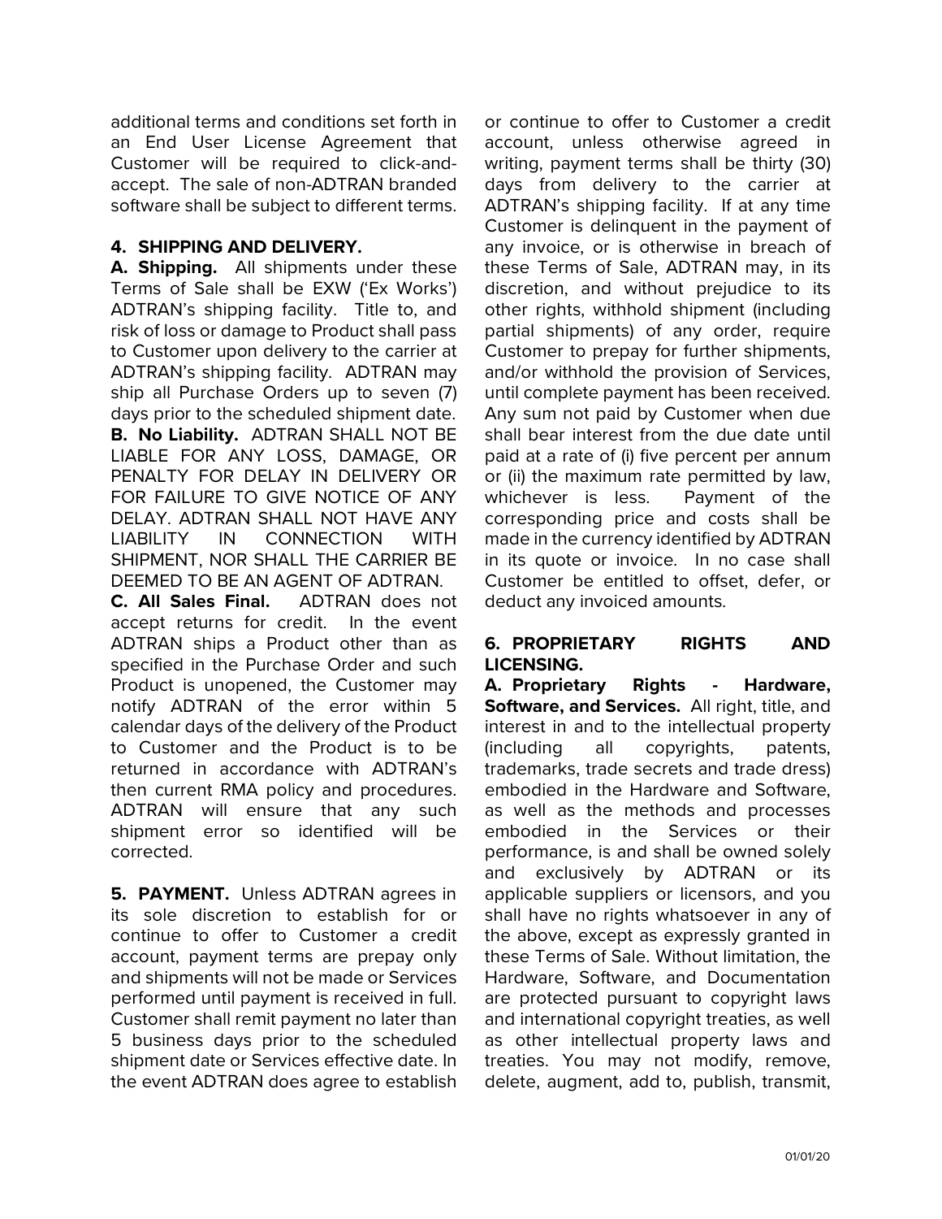additional terms and conditions set forth in an End User License Agreement that Customer will be required to click-and-accept. The sale of non-ADTRAN branded software shall be subject to different terms.

**4. SHIPPING AND DELIVERY.**

**A. Shipping.** All shipments under these Terms of Sale shall be EXW ('Ex Works') ADTRAN's shipping facility. Title to, and risk of loss or damage to Product shall pass to Customer upon delivery to the carrier at ADTRAN's shipping facility. ADTRAN may ship all Purchase Orders up to seven (7) days prior to the scheduled shipment date.

**B. No Liability.** ADTRAN SHALL NOT BE LIABLE FOR ANY LOSS, DAMAGE, OR PENALTY FOR DELAY IN DELIVERY OR FOR FAILURE TO GIVE NOTICE OF ANY DELAY. ADTRAN SHALL NOT HAVE ANY LIABILITY IN CONNECTION WITH SHIPMENT, NOR SHALL THE CARRIER BE DEEMED TO BE AN AGENT OF ADTRAN.

**C. All Sales Final.** ADTRAN does not accept returns for credit. In the event ADTRAN ships a Product other than as specified in the Purchase Order and such Product is unopened, the Customer may notify ADTRAN of the error within 5 calendar days of the delivery of the Product to Customer and the Product is to be returned in accordance with ADTRAN's then current RMA policy and procedures. ADTRAN will ensure that any such shipment error so identified will be corrected.

**5. PAYMENT.** Unless ADTRAN agrees in its sole discretion to establish for or continue to offer to Customer a credit account, payment terms are prepay only and shipments will not be made or Services performed until payment is received in full. Customer shall remit payment no later than 5 business days prior to the scheduled shipment date or Services effective date. In the event ADTRAN does agree to establish or continue to offer to Customer a credit account, unless otherwise agreed in writing, payment terms shall be thirty (30) days from delivery to the carrier at ADTRAN's shipping facility. If at any time Customer is delinquent in the payment of any invoice, or is otherwise in breach of these Terms of Sale, ADTRAN may, in its discretion, and without prejudice to its other rights, withhold shipment (including partial shipments) of any order, require Customer to prepay for further shipments, and/or withhold the provision of Services, until complete payment has been received. Any sum not paid by Customer when due shall bear interest from the due date until paid at a rate of (i) five percent per annum or (ii) the maximum rate permitted by law, whichever is less. Payment of the corresponding price and costs shall be made in the currency identified by ADTRAN in its quote or invoice. In no case shall Customer be entitled to offset, defer, or deduct any invoiced amounts.

**6. PROPRIETARY RIGHTS AND LICENSING.**

**A. Proprietary Rights - Hardware, Software, and Services.** All right, title, and interest in and to the intellectual property (including all copyrights, patents, trademarks, trade secrets and trade dress) embodied in the Hardware and Software, as well as the methods and processes embodied in the Services or their performance, is and shall be owned solely and exclusively by ADTRAN or its applicable suppliers or licensors, and you shall have no rights whatsoever in any of the above, except as expressly granted in these Terms of Sale. Without limitation, the Hardware, Software, and Documentation are protected pursuant to copyright laws and international copyright treaties, as well as other intellectual property laws and treaties. You may not modify, remove, delete, augment, add to, publish, transmit,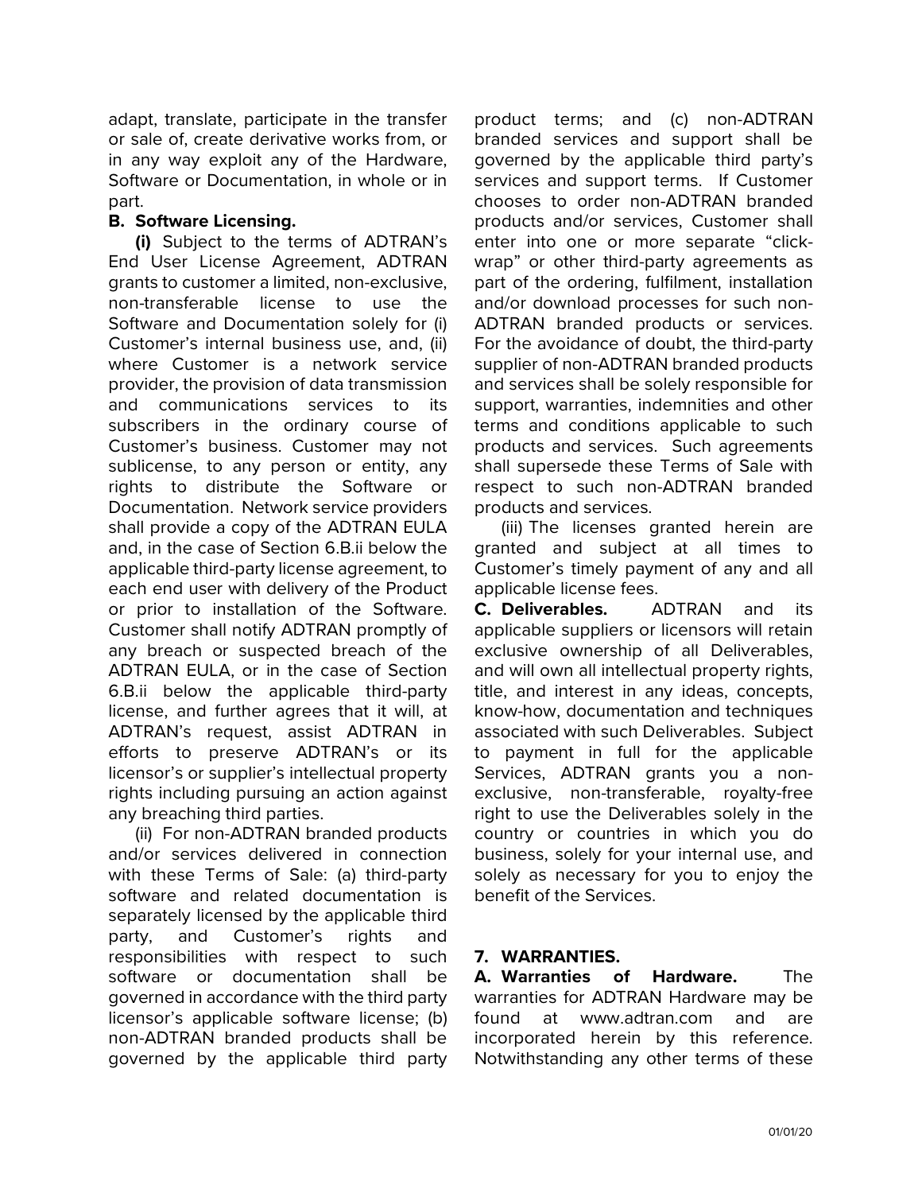adapt, translate, participate in the transfer or sale of, create derivative works from, or in any way exploit any of the Hardware, Software or Documentation, in whole or in part.

**B. Software Licensing.**

**(i)** Subject to the terms of ADTRAN's End User License Agreement, ADTRAN grants to customer a limited, non-exclusive, non-transferable license to use the Software and Documentation solely for (i) Customer's internal business use, and, (ii) where Customer is a network service provider, the provision of data transmission and communications services to its subscribers in the ordinary course of Customer's business. Customer may not sublicense, to any person or entity, any rights to distribute the Software or Documentation. Network service providers shall provide a copy of the ADTRAN EULA and, in the case of Section 6.B.ii below the applicable third-party license agreement, to each end user with delivery of the Product or prior to installation of the Software. Customer shall notify ADTRAN promptly of any breach or suspected breach of the ADTRAN EULA, or in the case of Section 6.B.ii below the applicable third-party license, and further agrees that it will, at ADTRAN's request, assist ADTRAN in efforts to preserve ADTRAN's or its licensor's or supplier's intellectual property rights including pursuing an action against any breaching third parties.

(ii) For non-ADTRAN branded products and/or services delivered in connection with these Terms of Sale: (a) third-party software and related documentation is separately licensed by the applicable third party, and Customer's rights and responsibilities with respect to such software or documentation shall be governed in accordance with the third party licensor's applicable software license; (b) non-ADTRAN branded products shall be governed by the applicable third party product terms; and (c) non-ADTRAN branded services and support shall be governed by the applicable third party's services and support terms. If Customer chooses to order non-ADTRAN branded products and/or services, Customer shall enter into one or more separate "click-wrap" or other third-party agreements as part of the ordering, fulfilment, installation and/or download processes for such non-ADTRAN branded products or services. For the avoidance of doubt, the third-party supplier of non-ADTRAN branded products and services shall be solely responsible for support, warranties, indemnities and other terms and conditions applicable to such products and services. Such agreements shall supersede these Terms of Sale with respect to such non-ADTRAN branded products and services.

(iii) The licenses granted herein are granted and subject at all times to Customer's timely payment of any and all applicable license fees.

**C. Deliverables.** ADTRAN and its applicable suppliers or licensors will retain exclusive ownership of all Deliverables, and will own all intellectual property rights, title, and interest in any ideas, concepts, know-how, documentation and techniques associated with such Deliverables. Subject to payment in full for the applicable Services, ADTRAN grants you a non-exclusive, non-transferable, royalty-free right to use the Deliverables solely in the country or countries in which you do business, solely for your internal use, and solely as necessary for you to enjoy the benefit of the Services.

## 7. WARRANTIES.

**A. Warranties of Hardware.** The warranties for ADTRAN Hardware may be found at www.adtran.com and are incorporated herein by this reference. Notwithstanding any other terms of these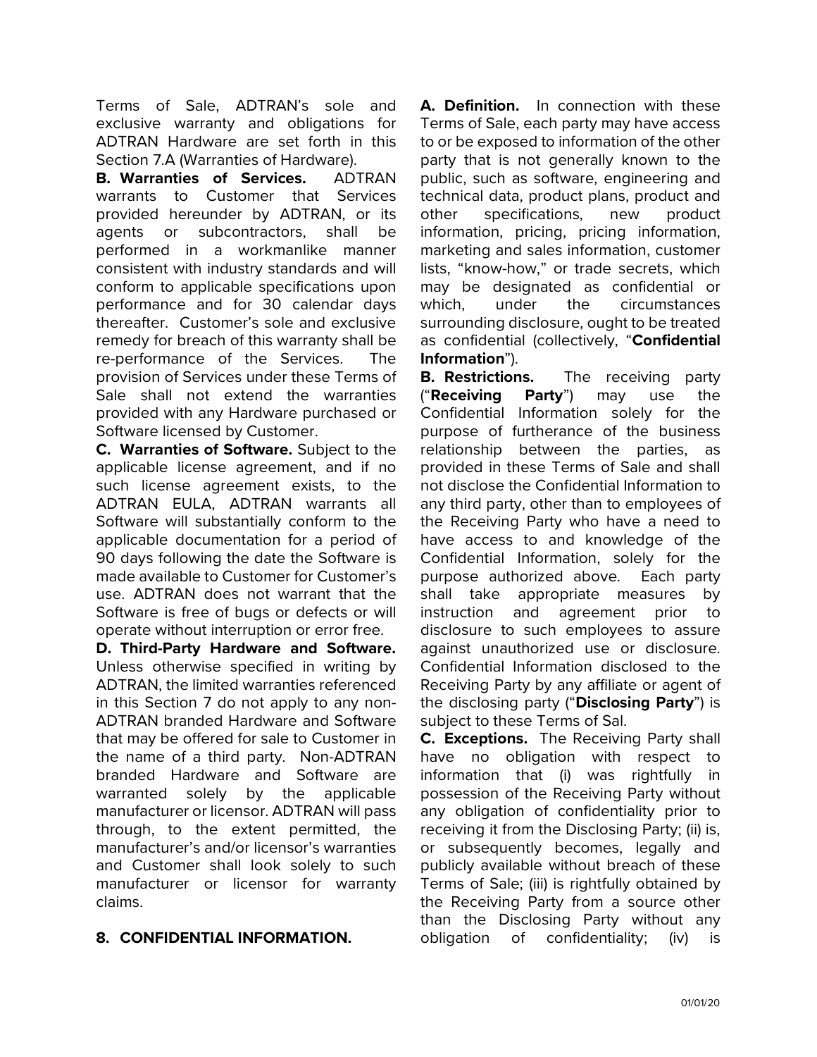Terms of Sale, ADTRAN's sole and exclusive warranty and obligations for ADTRAN Hardware are set forth in this Section 7.A (Warranties of Hardware).

**B. Warranties of Services.** ADTRAN warrants to Customer that Services provided hereunder by ADTRAN, or its agents or subcontractors, shall be performed in a workmanlike manner consistent with industry standards and will conform to applicable specifications upon performance and for 30 calendar days thereafter. Customer's sole and exclusive remedy for breach of this warranty shall be re-performance of the Services. The provision of Services under these Terms of Sale shall not extend the warranties provided with any Hardware purchased or Software licensed by Customer.

**C. Warranties of Software.** Subject to the applicable license agreement, and if no such license agreement exists, to the ADTRAN EULA, ADTRAN warrants all Software will substantially conform to the applicable documentation for a period of 90 days following the date the Software is made available to Customer for Customer's use. ADTRAN does not warrant that the Software is free of bugs or defects or will operate without interruption or error free.

**D. Third-Party Hardware and Software.** Unless otherwise specified in writing by ADTRAN, the limited warranties referenced in this Section 7 do not apply to any non-ADTRAN branded Hardware and Software that may be offered for sale to Customer in the name of a third party. Non-ADTRAN branded Hardware and Software are warranted solely by the applicable manufacturer or licensor. ADTRAN will pass through, to the extent permitted, the manufacturer's and/or licensor's warranties and Customer shall look solely to such manufacturer or licensor for warranty claims.

## 8. CONFIDENTIAL INFORMATION.

**A. Definition.** In connection with these Terms of Sale, each party may have access to or be exposed to information of the other party that is not generally known to the public, such as software, engineering and technical data, product plans, product and other specifications, new product information, pricing, pricing information, marketing and sales information, customer lists, "know-how," or trade secrets, which may be designated as confidential or which, under the circumstances surrounding disclosure, ought to be treated as confidential (collectively, "**Confidential Information**").

**B. Restrictions.** The receiving party ("**Receiving Party**") may use the Confidential Information solely for the purpose of furtherance of the business relationship between the parties, as provided in these Terms of Sale and shall not disclose the Confidential Information to any third party, other than to employees of the Receiving Party who have a need to have access to and knowledge of the Confidential Information, solely for the purpose authorized above. Each party shall take appropriate measures by instruction and agreement prior to disclosure to such employees to assure against unauthorized use or disclosure. Confidential Information disclosed to the Receiving Party by any affiliate or agent of the disclosing party ("**Disclosing Party**") is subject to these Terms of Sal.

**C. Exceptions.** The Receiving Party shall have no obligation with respect to information that (i) was rightfully in possession of the Receiving Party without any obligation of confidentiality prior to receiving it from the Disclosing Party; (ii) is, or subsequently becomes, legally and publicly available without breach of these Terms of Sale; (iii) is rightfully obtained by the Receiving Party from a source other than the Disclosing Party without any obligation of confidentiality; (iv) is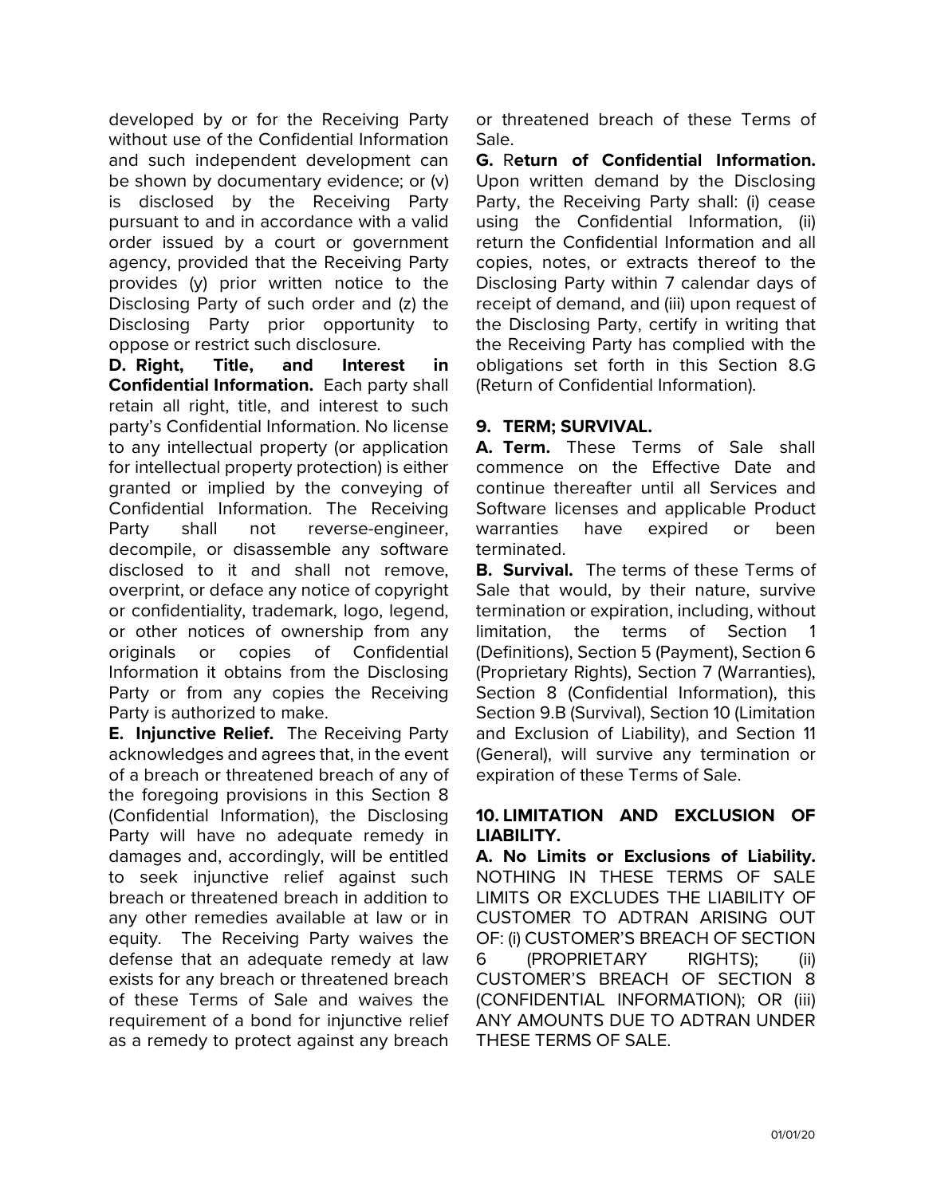developed by or for the Receiving Party without use of the Confidential Information and such independent development can be shown by documentary evidence; or (v) is disclosed by the Receiving Party pursuant to and in accordance with a valid order issued by a court or government agency, provided that the Receiving Party provides (y) prior written notice to the Disclosing Party of such order and (z) the Disclosing Party prior opportunity to oppose or restrict such disclosure.

**D. Right, Title, and Interest in Confidential Information.** Each party shall retain all right, title, and interest to such party's Confidential Information. No license to any intellectual property (or application for intellectual property protection) is either granted or implied by the conveying of Confidential Information. The Receiving Party shall not reverse-engineer, decompile, or disassemble any software disclosed to it and shall not remove, overprint, or deface any notice of copyright or confidentiality, trademark, logo, legend, or other notices of ownership from any originals or copies of Confidential Information it obtains from the Disclosing Party or from any copies the Receiving Party is authorized to make.

**E. Injunctive Relief.** The Receiving Party acknowledges and agrees that, in the event of a breach or threatened breach of any of the foregoing provisions in this Section 8 (Confidential Information), the Disclosing Party will have no adequate remedy in damages and, accordingly, will be entitled to seek injunctive relief against such breach or threatened breach in addition to any other remedies available at law or in equity. The Receiving Party waives the defense that an adequate remedy at law exists for any breach or threatened breach of these Terms of Sale and waives the requirement of a bond for injunctive relief as a remedy to protect against any breach or threatened breach of these Terms of Sale.

**G. Return of Confidential Information.** Upon written demand by the Disclosing Party, the Receiving Party shall: (i) cease using the Confidential Information, (ii) return the Confidential Information and all copies, notes, or extracts thereof to the Disclosing Party within 7 calendar days of receipt of demand, and (iii) upon request of the Disclosing Party, certify in writing that the Receiving Party has complied with the obligations set forth in this Section 8.G (Return of Confidential Information).

## 9. TERM; SURVIVAL.

**A. Term.** These Terms of Sale shall commence on the Effective Date and continue thereafter until all Services and Software licenses and applicable Product warranties have expired or been terminated.

**B. Survival.** The terms of these Terms of Sale that would, by their nature, survive termination or expiration, including, without limitation, the terms of Section 1 (Definitions), Section 5 (Payment), Section 6 (Proprietary Rights), Section 7 (Warranties), Section 8 (Confidential Information), this Section 9.B (Survival), Section 10 (Limitation and Exclusion of Liability), and Section 11 (General), will survive any termination or expiration of these Terms of Sale.

## 10. LIMITATION AND EXCLUSION OF LIABILITY.

**A. No Limits or Exclusions of Liability.** NOTHING IN THESE TERMS OF SALE LIMITS OR EXCLUDES THE LIABILITY OF CUSTOMER TO ADTRAN ARISING OUT OF: (i) CUSTOMER'S BREACH OF SECTION 6 (PROPRIETARY RIGHTS); (ii) CUSTOMER'S BREACH OF SECTION 8 (CONFIDENTIAL INFORMATION); OR (iii) ANY AMOUNTS DUE TO ADTRAN UNDER THESE TERMS OF SALE.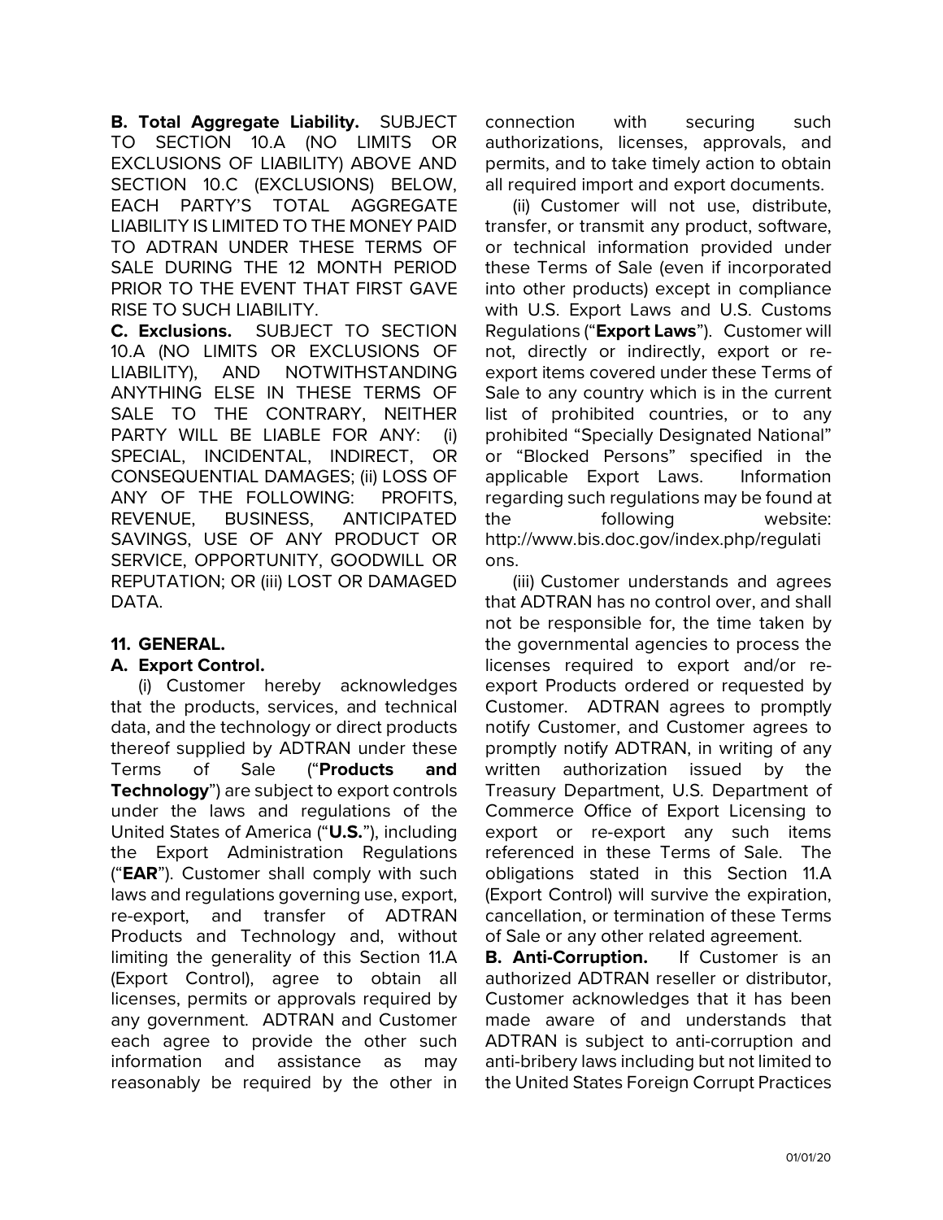**B. Total Aggregate Liability.** SUBJECT TO SECTION 10.A (NO LIMITS OR EXCLUSIONS OF LIABILITY) ABOVE AND SECTION 10.C (EXCLUSIONS) BELOW, EACH PARTY'S TOTAL AGGREGATE LIABILITY IS LIMITED TO THE MONEY PAID TO ADTRAN UNDER THESE TERMS OF SALE DURING THE 12 MONTH PERIOD PRIOR TO THE EVENT THAT FIRST GAVE RISE TO SUCH LIABILITY.

**C. Exclusions.** SUBJECT TO SECTION 10.A (NO LIMITS OR EXCLUSIONS OF LIABILITY), AND NOTWITHSTANDING ANYTHING ELSE IN THESE TERMS OF SALE TO THE CONTRARY, NEITHER PARTY WILL BE LIABLE FOR ANY: (i) SPECIAL, INCIDENTAL, INDIRECT, OR CONSEQUENTIAL DAMAGES; (ii) LOSS OF ANY OF THE FOLLOWING: PROFITS, REVENUE, BUSINESS, ANTICIPATED SAVINGS, USE OF ANY PRODUCT OR SERVICE, OPPORTUNITY, GOODWILL OR REPUTATION; OR (iii) LOST OR DAMAGED DATA.

## 11. GENERAL.

### A. Export Control.

(i) Customer hereby acknowledges that the products, services, and technical data, and the technology or direct products thereof supplied by ADTRAN under these Terms of Sale ("**Products and Technology**") are subject to export controls under the laws and regulations of the United States of America ("**U.S.**"), including the Export Administration Regulations ("**EAR**"). Customer shall comply with such laws and regulations governing use, export, re-export, and transfer of ADTRAN Products and Technology and, without limiting the generality of this Section 11.A (Export Control), agree to obtain all licenses, permits or approvals required by any government. ADTRAN and Customer each agree to provide the other such information and assistance as may reasonably be required by the other in connection with securing such authorizations, licenses, approvals, and permits, and to take timely action to obtain all required import and export documents.

(ii) Customer will not use, distribute, transfer, or transmit any product, software, or technical information provided under these Terms of Sale (even if incorporated into other products) except in compliance with U.S. Export Laws and U.S. Customs Regulations ("**Export Laws**"). Customer will not, directly or indirectly, export or re-export items covered under these Terms of Sale to any country which is in the current list of prohibited countries, or to any prohibited "Specially Designated National" or "Blocked Persons" specified in the applicable Export Laws. Information regarding such regulations may be found at the following website: http://www.bis.doc.gov/index.php/regulations.

(iii) Customer understands and agrees that ADTRAN has no control over, and shall not be responsible for, the time taken by the governmental agencies to process the licenses required to export and/or re-export Products ordered or requested by Customer. ADTRAN agrees to promptly notify Customer, and Customer agrees to promptly notify ADTRAN, in writing of any written authorization issued by the Treasury Department, U.S. Department of Commerce Office of Export Licensing to export or re-export any such items referenced in these Terms of Sale. The obligations stated in this Section 11.A (Export Control) will survive the expiration, cancellation, or termination of these Terms of Sale or any other related agreement.

**B. Anti-Corruption.** If Customer is an authorized ADTRAN reseller or distributor, Customer acknowledges that it has been made aware of and understands that ADTRAN is subject to anti-corruption and anti-bribery laws including but not limited to the United States Foreign Corrupt Practices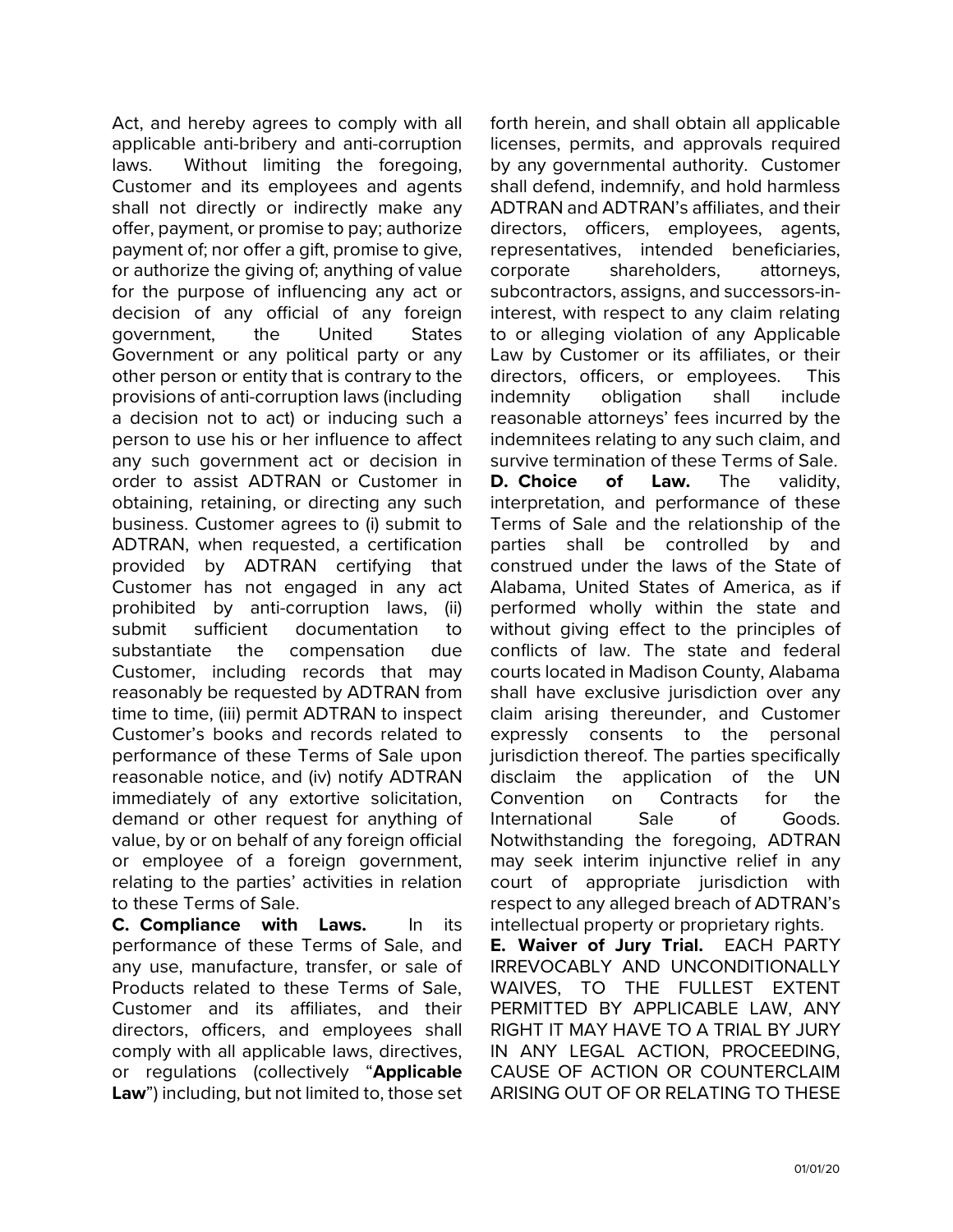Act, and hereby agrees to comply with all applicable anti-bribery and anti-corruption laws. Without limiting the foregoing, Customer and its employees and agents shall not directly or indirectly make any offer, payment, or promise to pay; authorize payment of; nor offer a gift, promise to give, or authorize the giving of; anything of value for the purpose of influencing any act or decision of any official of any foreign government, the United States Government or any political party or any other person or entity that is contrary to the provisions of anti-corruption laws (including a decision not to act) or inducing such a person to use his or her influence to affect any such government act or decision in order to assist ADTRAN or Customer in obtaining, retaining, or directing any such business. Customer agrees to (i) submit to ADTRAN, when requested, a certification provided by ADTRAN certifying that Customer has not engaged in any act prohibited by anti-corruption laws, (ii) submit sufficient documentation to substantiate the compensation due Customer, including records that may reasonably be requested by ADTRAN from time to time, (iii) permit ADTRAN to inspect Customer's books and records related to performance of these Terms of Sale upon reasonable notice, and (iv) notify ADTRAN immediately of any extortive solicitation, demand or other request for anything of value, by or on behalf of any foreign official or employee of a foreign government, relating to the parties' activities in relation to these Terms of Sale.

**C. Compliance with Laws.** In its performance of these Terms of Sale, and any use, manufacture, transfer, or sale of Products related to these Terms of Sale, Customer and its affiliates, and their directors, officers, and employees shall comply with all applicable laws, directives, or regulations (collectively "**Applicable Law**") including, but not limited to, those set forth herein, and shall obtain all applicable licenses, permits, and approvals required by any governmental authority. Customer shall defend, indemnify, and hold harmless ADTRAN and ADTRAN's affiliates, and their directors, officers, employees, agents, representatives, intended beneficiaries, corporate shareholders, attorneys, subcontractors, assigns, and successors-in-interest, with respect to any claim relating to or alleging violation of any Applicable Law by Customer or its affiliates, or their directors, officers, or employees. This indemnity obligation shall include reasonable attorneys' fees incurred by the indemnitees relating to any such claim, and survive termination of these Terms of Sale.

**D. Choice of Law.** The validity, interpretation, and performance of these Terms of Sale and the relationship of the parties shall be controlled by and construed under the laws of the State of Alabama, United States of America, as if performed wholly within the state and without giving effect to the principles of conflicts of law. The state and federal courts located in Madison County, Alabama shall have exclusive jurisdiction over any claim arising thereunder, and Customer expressly consents to the personal jurisdiction thereof. The parties specifically disclaim the application of the UN Convention on Contracts for the International Sale of Goods. Notwithstanding the foregoing, ADTRAN may seek interim injunctive relief in any court of appropriate jurisdiction with respect to any alleged breach of ADTRAN's intellectual property or proprietary rights.

**E. Waiver of Jury Trial.** EACH PARTY IRREVOCABLY AND UNCONDITIONALLY WAIVES, TO THE FULLEST EXTENT PERMITTED BY APPLICABLE LAW, ANY RIGHT IT MAY HAVE TO A TRIAL BY JURY IN ANY LEGAL ACTION, PROCEEDING, CAUSE OF ACTION OR COUNTERCLAIM ARISING OUT OF OR RELATING TO THESE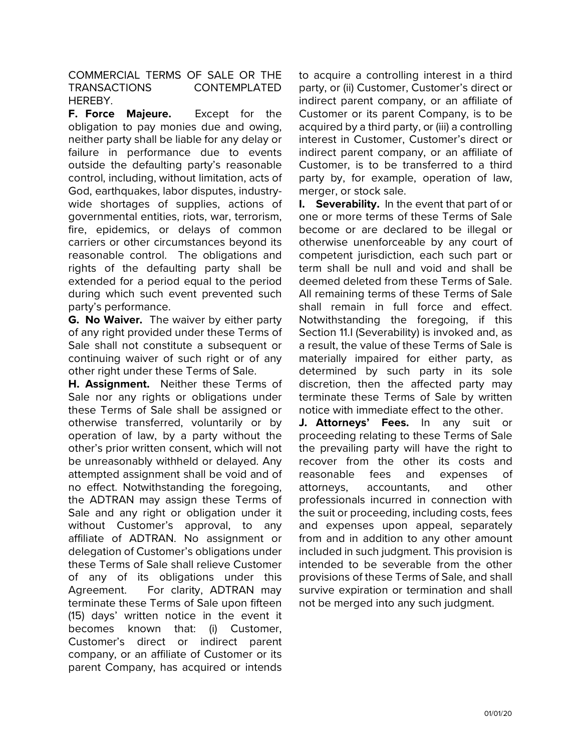COMMERCIAL TERMS OF SALE OR THE TRANSACTIONS CONTEMPLATED HEREBY.

**F. Force Majeure.** Except for the obligation to pay monies due and owing, neither party shall be liable for any delay or failure in performance due to events outside the defaulting party's reasonable control, including, without limitation, acts of God, earthquakes, labor disputes, industry-wide shortages of supplies, actions of governmental entities, riots, war, terrorism, fire, epidemics, or delays of common carriers or other circumstances beyond its reasonable control. The obligations and rights of the defaulting party shall be extended for a period equal to the period during which such event prevented such party's performance.

**G. No Waiver.** The waiver by either party of any right provided under these Terms of Sale shall not constitute a subsequent or continuing waiver of such right or of any other right under these Terms of Sale.

**H. Assignment.** Neither these Terms of Sale nor any rights or obligations under these Terms of Sale shall be assigned or otherwise transferred, voluntarily or by operation of law, by a party without the other's prior written consent, which will not be unreasonably withheld or delayed. Any attempted assignment shall be void and of no effect. Notwithstanding the foregoing, the ADTRAN may assign these Terms of Sale and any right or obligation under it without Customer's approval, to any affiliate of ADTRAN. No assignment or delegation of Customer's obligations under these Terms of Sale shall relieve Customer of any of its obligations under this Agreement. For clarity, ADTRAN may terminate these Terms of Sale upon fifteen (15) days' written notice in the event it becomes known that: (i) Customer, Customer's direct or indirect parent company, or an affiliate of Customer or its parent Company, has acquired or intends to acquire a controlling interest in a third party, or (ii) Customer, Customer's direct or indirect parent company, or an affiliate of Customer or its parent Company, is to be acquired by a third party, or (iii) a controlling interest in Customer, Customer's direct or indirect parent company, or an affiliate of Customer, is to be transferred to a third party by, for example, operation of law, merger, or stock sale.

**I. Severability.** In the event that part of or one or more terms of these Terms of Sale become or are declared to be illegal or otherwise unenforceable by any court of competent jurisdiction, each such part or term shall be null and void and shall be deemed deleted from these Terms of Sale. All remaining terms of these Terms of Sale shall remain in full force and effect. Notwithstanding the foregoing, if this Section 11.I (Severability) is invoked and, as a result, the value of these Terms of Sale is materially impaired for either party, as determined by such party in its sole discretion, then the affected party may terminate these Terms of Sale by written notice with immediate effect to the other.

**J. Attorneys' Fees.** In any suit or proceeding relating to these Terms of Sale the prevailing party will have the right to recover from the other its costs and reasonable fees and expenses of attorneys, accountants, and other professionals incurred in connection with the suit or proceeding, including costs, fees and expenses upon appeal, separately from and in addition to any other amount included in such judgment. This provision is intended to be severable from the other provisions of these Terms of Sale, and shall survive expiration or termination and shall not be merged into any such judgment.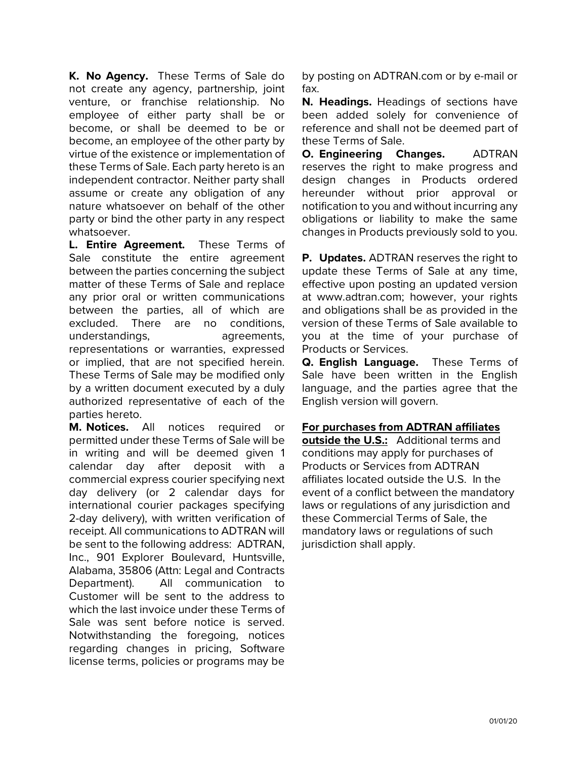**K. No Agency.** These Terms of Sale do not create any agency, partnership, joint venture, or franchise relationship. No employee of either party shall be or become, or shall be deemed to be or become, an employee of the other party by virtue of the existence or implementation of these Terms of Sale. Each party hereto is an independent contractor. Neither party shall assume or create any obligation of any nature whatsoever on behalf of the other party or bind the other party in any respect whatsoever.

**L. Entire Agreement.** These Terms of Sale constitute the entire agreement between the parties concerning the subject matter of these Terms of Sale and replace any prior oral or written communications between the parties, all of which are excluded. There are no conditions, understandings, agreements, representations or warranties, expressed or implied, that are not specified herein. These Terms of Sale may be modified only by a written document executed by a duly authorized representative of each of the parties hereto.

**M. Notices.** All notices required or permitted under these Terms of Sale will be in writing and will be deemed given 1 calendar day after deposit with a commercial express courier specifying next day delivery (or 2 calendar days for international courier packages specifying 2-day delivery), with written verification of receipt. All communications to ADTRAN will be sent to the following address: ADTRAN, Inc., 901 Explorer Boulevard, Huntsville, Alabama, 35806 (Attn: Legal and Contracts Department). All communication to Customer will be sent to the address to which the last invoice under these Terms of Sale was sent before notice is served. Notwithstanding the foregoing, notices regarding changes in pricing, Software license terms, policies or programs may be by posting on ADTRAN.com or by e-mail or fax.

**N. Headings.** Headings of sections have been added solely for convenience of reference and shall not be deemed part of these Terms of Sale.

**O. Engineering Changes.** ADTRAN reserves the right to make progress and design changes in Products ordered hereunder without prior approval or notification to you and without incurring any obligations or liability to make the same changes in Products previously sold to you.

**P. Updates.** ADTRAN reserves the right to update these Terms of Sale at any time, effective upon posting an updated version at www.adtran.com; however, your rights and obligations shall be as provided in the version of these Terms of Sale available to you at the time of your purchase of Products or Services.

**Q. English Language.** These Terms of Sale have been written in the English language, and the parties agree that the English version will govern.

**For purchases from ADTRAN affiliates outside the U.S.:** Additional terms and conditions may apply for purchases of Products or Services from ADTRAN affiliates located outside the U.S. In the event of a conflict between the mandatory laws or regulations of any jurisdiction and these Commercial Terms of Sale, the mandatory laws or regulations of such jurisdiction shall apply.

01/01/20